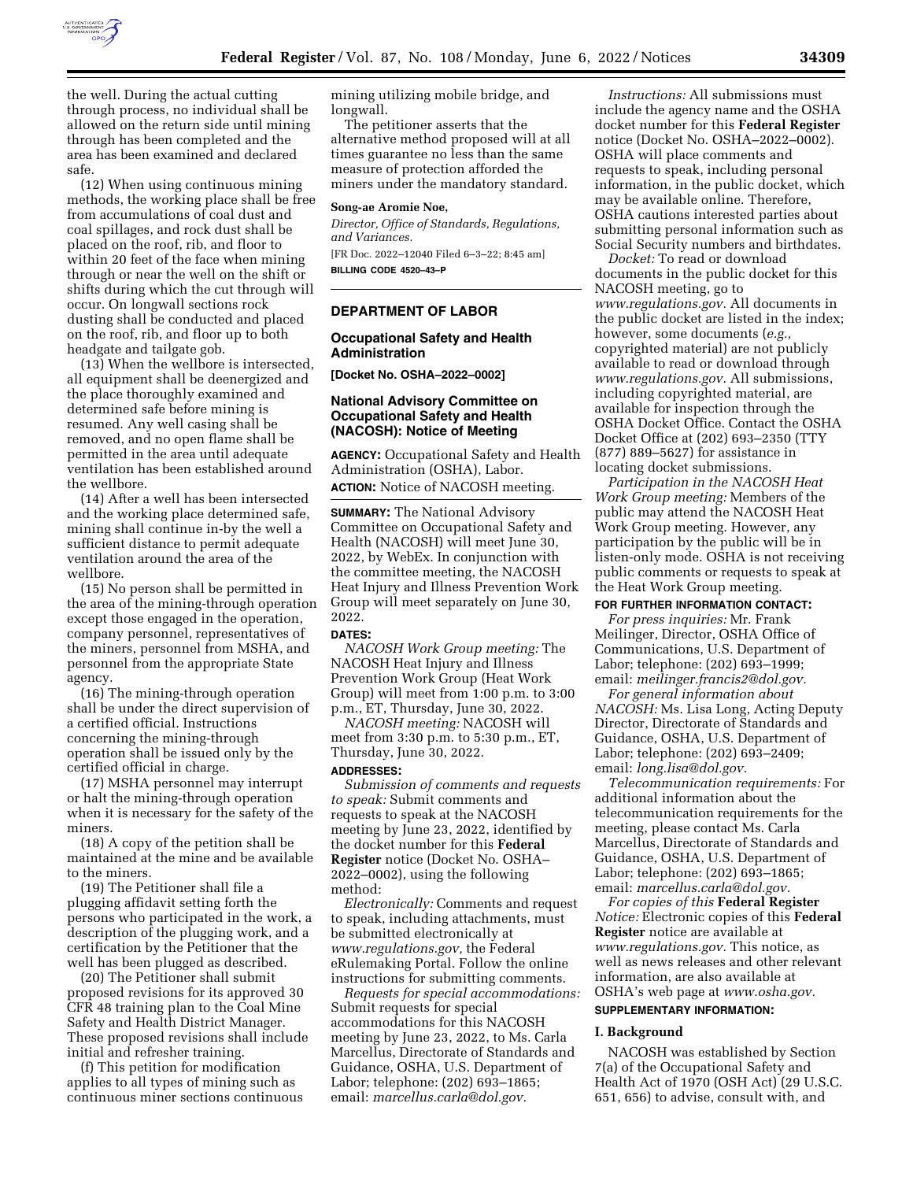the well. During the actual cutting through process, no individual shall be allowed on the return side until mining through has been completed and the area has been examined and declared safe.

(12) When using continuous mining methods, the working place shall be free from accumulations of coal dust and coal spillages, and rock dust shall be placed on the roof, rib, and floor to within 20 feet of the face when mining through or near the well on the shift or shifts during which the cut through will occur. On longwall sections rock dusting shall be conducted and placed on the roof, rib, and floor up to both headgate and tailgate gob.

(13) When the wellbore is intersected, all equipment shall be deenergized and the place thoroughly examined and determined safe before mining is resumed. Any well casing shall be removed, and no open flame shall be permitted in the area until adequate ventilation has been established around the wellbore.

(14) After a well has been intersected and the working place determined safe, mining shall continue in-by the well a sufficient distance to permit adequate ventilation around the area of the wellbore.

(15) No person shall be permitted in the area of the mining-through operation except those engaged in the operation, company personnel, representatives of the miners, personnel from MSHA, and personnel from the appropriate State agency.

(16) The mining-through operation shall be under the direct supervision of a certified official. Instructions concerning the mining-through operation shall be issued only by the certified official in charge.

(17) MSHA personnel may interrupt or halt the mining-through operation when it is necessary for the safety of the miners.

(18) A copy of the petition shall be maintained at the mine and be available to the miners.

(19) The Petitioner shall file a plugging affidavit setting forth the persons who participated in the work, a description of the plugging work, and a certification by the Petitioner that the well has been plugged as described.

(20) The Petitioner shall submit proposed revisions for its approved 30 CFR 48 training plan to the Coal Mine Safety and Health District Manager. These proposed revisions shall include initial and refresher training.

(f) This petition for modification applies to all types of mining such as continuous miner sections continuous mining utilizing mobile bridge, and longwall.

The petitioner asserts that the alternative method proposed will at all times guarantee no less than the same measure of protection afforded the miners under the mandatory standard.

**Song-ae Aromie Noe,**

*Director, Office of Standards, Regulations, and Variances.*

[FR Doc. 2022–12040 Filed 6–3–22; 8:45 am]

**BILLING CODE 4520–43–P**

---

## DEPARTMENT OF LABOR

### Occupational Safety and Health Administration

**[Docket No. OSHA–2022–0002]**

### National Advisory Committee on Occupational Safety and Health (NACOSH): Notice of Meeting

**AGENCY:** Occupational Safety and Health Administration (OSHA), Labor.

**ACTION:** Notice of NACOSH meeting.

**SUMMARY:** The National Advisory Committee on Occupational Safety and Health (NACOSH) will meet June 30, 2022, by WebEx. In conjunction with the committee meeting, the NACOSH Heat Injury and Illness Prevention Work Group will meet separately on June 30, 2022.

**DATES:**

*NACOSH Work Group meeting:* The NACOSH Heat Injury and Illness Prevention Work Group (Heat Work Group) will meet from 1:00 p.m. to 3:00 p.m., ET, Thursday, June 30, 2022.

*NACOSH meeting:* NACOSH will meet from 3:30 p.m. to 5:30 p.m., ET, Thursday, June 30, 2022.

**ADDRESSES:**

*Submission of comments and requests to speak:* Submit comments and requests to speak at the NACOSH meeting by June 23, 2022, identified by the docket number for this **Federal Register** notice (Docket No. OSHA–2022–0002), using the following method:

*Electronically:* Comments and request to speak, including attachments, must be submitted electronically at *www.regulations.gov,* the Federal eRulemaking Portal. Follow the online instructions for submitting comments.

*Requests for special accommodations:* Submit requests for special accommodations for this NACOSH meeting by June 23, 2022, to Ms. Carla Marcellus, Directorate of Standards and Guidance, OSHA, U.S. Department of Labor; telephone: (202) 693–1865; email: *marcellus.carla@dol.gov.*

*Instructions:* All submissions must include the agency name and the OSHA docket number for this **Federal Register** notice (Docket No. OSHA–2022–0002). OSHA will place comments and requests to speak, including personal information, in the public docket, which may be available online. Therefore, OSHA cautions interested parties about submitting personal information such as Social Security numbers and birthdates.

*Docket:* To read or download documents in the public docket for this NACOSH meeting, go to *www.regulations.gov.* All documents in the public docket are listed in the index; however, some documents (*e.g.,* copyrighted material) are not publicly available to read or download through *www.regulations.gov.* All submissions, including copyrighted material, are available for inspection through the OSHA Docket Office. Contact the OSHA Docket Office at (202) 693–2350 (TTY (877) 889–5627) for assistance in locating docket submissions.

*Participation in the NACOSH Heat Work Group meeting:* Members of the public may attend the NACOSH Heat Work Group meeting. However, any participation by the public will be in listen-only mode. OSHA is not receiving public comments or requests to speak at the Heat Work Group meeting.

**FOR FURTHER INFORMATION CONTACT:**

*For press inquiries:* Mr. Frank Meilinger, Director, OSHA Office of Communications, U.S. Department of Labor; telephone: (202) 693–1999; email: *meilinger.francis2@dol.gov.*

*For general information about NACOSH:* Ms. Lisa Long, Acting Deputy Director, Directorate of Standards and Guidance, OSHA, U.S. Department of Labor; telephone: (202) 693–2409; email: *long.lisa@dol.gov.*

*Telecommunication requirements:* For additional information about the telecommunication requirements for the meeting, please contact Ms. Carla Marcellus, Directorate of Standards and Guidance, OSHA, U.S. Department of Labor; telephone: (202) 693–1865; email: *marcellus.carla@dol.gov.*

*For copies of this* **Federal Register** *Notice:* Electronic copies of this **Federal Register** notice are available at *www.regulations.gov.* This notice, as well as news releases and other relevant information, are also available at OSHA's web page at *www.osha.gov.*

**SUPPLEMENTARY INFORMATION:**

### I. Background

NACOSH was established by Section 7(a) of the Occupational Safety and Health Act of 1970 (OSH Act) (29 U.S.C. 651, 656) to advise, consult with, and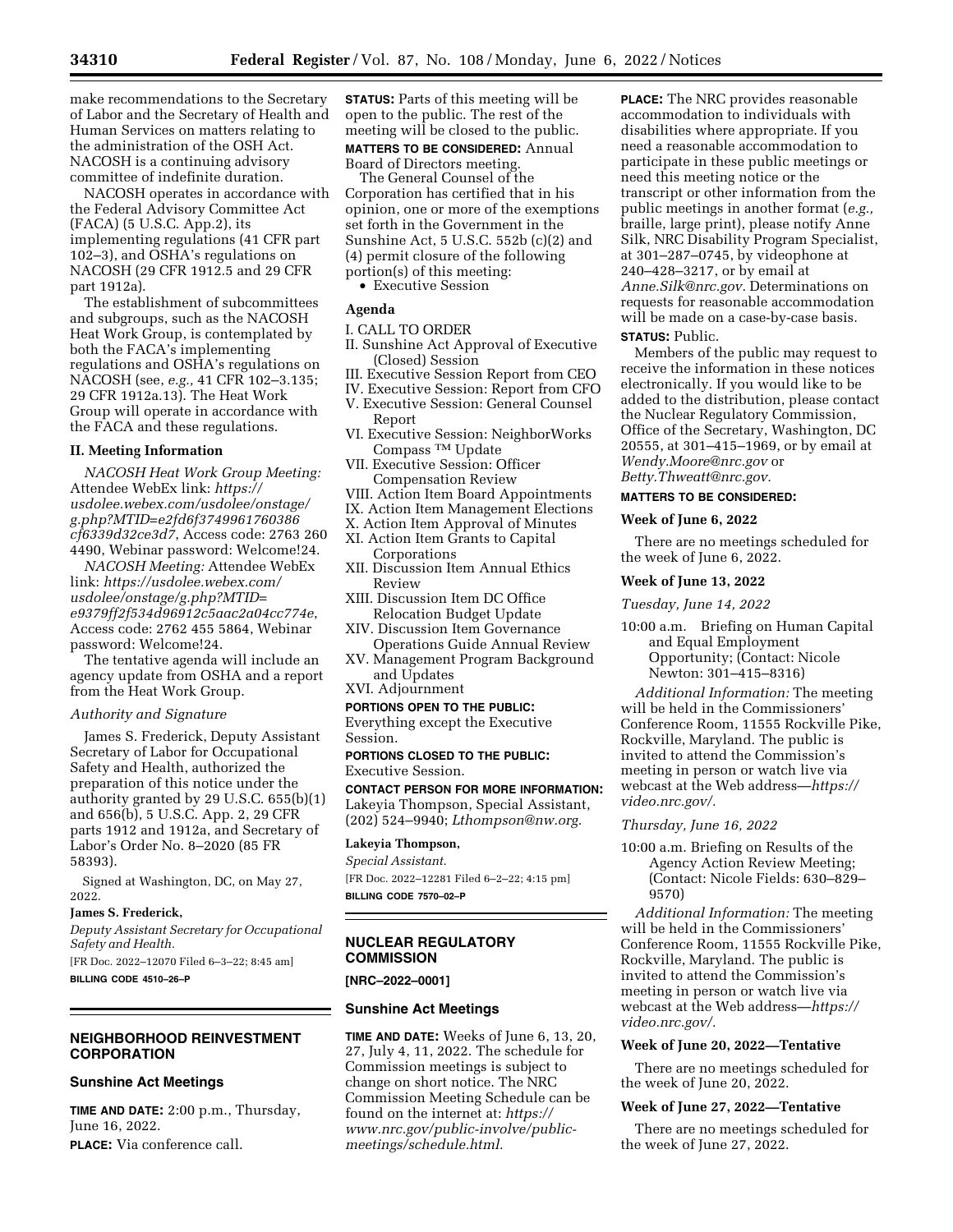make recommendations to the Secretary of Labor and the Secretary of Health and Human Services on matters relating to the administration of the OSH Act. NACOSH is a continuing advisory committee of indefinite duration.

NACOSH operates in accordance with the Federal Advisory Committee Act (FACA) (5 U.S.C. App.2), its implementing regulations (41 CFR part 102–3), and OSHA's regulations on NACOSH (29 CFR 1912.5 and 29 CFR part 1912a).

The establishment of subcommittees and subgroups, such as the NACOSH Heat Work Group, is contemplated by both the FACA's implementing regulations and OSHA's regulations on NACOSH (see, *e.g.,* 41 CFR 102–3.135; 29 CFR 1912a.13). The Heat Work Group will operate in accordance with the FACA and these regulations.

### II. Meeting Information

*NACOSH Heat Work Group Meeting:* Attendee WebEx link: *https://usdolee.webex.com/usdolee/onstage/g.php?MTID=e2fd6f3749961760386cf6339d32ce3d7*, Access code: 2763 260 4490, Webinar password: Welcome!24.

*NACOSH Meeting:* Attendee WebEx link: *https://usdolee.webex.com/usdolee/onstage/g.php?MTID=e9379ff2f534d96912c5aac2a04cc774e*, Access code: 2762 455 5864, Webinar password: Welcome!24.

The tentative agenda will include an agency update from OSHA and a report from the Heat Work Group.

*Authority and Signature*

James S. Frederick, Deputy Assistant Secretary of Labor for Occupational Safety and Health, authorized the preparation of this notice under the authority granted by 29 U.S.C. 655(b)(1) and 656(b), 5 U.S.C. App. 2, 29 CFR parts 1912 and 1912a, and Secretary of Labor's Order No. 8–2020 (85 FR 58393).

Signed at Washington, DC, on May 27, 2022.

**James S. Frederick,**

*Deputy Assistant Secretary for Occupational Safety and Health.*

[FR Doc. 2022–12070 Filed 6–3–22; 8:45 am]

**BILLING CODE 4510–26–P**

## NEIGHBORHOOD REINVESTMENT CORPORATION

### Sunshine Act Meetings

**TIME AND DATE:** 2:00 p.m., Thursday, June 16, 2022.

**PLACE:** Via conference call.

**STATUS:** Parts of this meeting will be open to the public. The rest of the meeting will be closed to the public.

**MATTERS TO BE CONSIDERED:** Annual Board of Directors meeting.

The General Counsel of the Corporation has certified that in his opinion, one or more of the exemptions set forth in the Government in the Sunshine Act, 5 U.S.C. 552b (c)(2) and (4) permit closure of the following portion(s) of this meeting:

- Executive Session

### Agenda

I. CALL TO ORDER
II. Sunshine Act Approval of Executive (Closed) Session
III. Executive Session Report from CEO
IV. Executive Session: Report from CFO
V. Executive Session: General Counsel Report
VI. Executive Session: NeighborWorks Compass ™ Update
VII. Executive Session: Officer Compensation Review
VIII. Action Item Board Appointments
IX. Action Item Management Elections
X. Action Item Approval of Minutes
XI. Action Item Grants to Capital Corporations
XII. Discussion Item Annual Ethics Review
XIII. Discussion Item DC Office Relocation Budget Update
XIV. Discussion Item Governance Operations Guide Annual Review
XV. Management Program Background and Updates
XVI. Adjournment

**PORTIONS OPEN TO THE PUBLIC:** Everything except the Executive Session.

**PORTIONS CLOSED TO THE PUBLIC:** Executive Session.

**CONTACT PERSON FOR MORE INFORMATION:** Lakeyia Thompson, Special Assistant, (202) 524–9940; *Lthompson@nw.org*.

**Lakeyia Thompson,**

*Special Assistant.*

[FR Doc. 2022–12281 Filed 6–2–22; 4:15 pm]

**BILLING CODE 7570–02–P**

## NUCLEAR REGULATORY COMMISSION

**[NRC–2022–0001]**

### Sunshine Act Meetings

**TIME AND DATE:** Weeks of June 6, 13, 20, 27, July 4, 11, 2022. The schedule for Commission meetings is subject to change on short notice. The NRC Commission Meeting Schedule can be found on the internet at: *https://www.nrc.gov/public-involve/public-meetings/schedule.html.*

**PLACE:** The NRC provides reasonable accommodation to individuals with disabilities where appropriate. If you need a reasonable accommodation to participate in these public meetings or need this meeting notice or the transcript or other information from the public meetings in another format (*e.g.,* braille, large print), please notify Anne Silk, NRC Disability Program Specialist, at 301–287–0745, by videophone at 240–428–3217, or by email at *Anne.Silk@nrc.gov.* Determinations on requests for reasonable accommodation will be made on a case-by-case basis.

**STATUS:** Public.

Members of the public may request to receive the information in these notices electronically. If you would like to be added to the distribution, please contact the Nuclear Regulatory Commission, Office of the Secretary, Washington, DC 20555, at 301–415–1969, or by email at *Wendy.Moore@nrc.gov* or *Betty.Thweatt@nrc.gov.*

**MATTERS TO BE CONSIDERED:**

#### Week of June 6, 2022

There are no meetings scheduled for the week of June 6, 2022.

#### Week of June 13, 2022

*Tuesday, June 14, 2022*

10:00 a.m. Briefing on Human Capital and Equal Employment Opportunity; (Contact: Nicole Newton: 301–415–8316)

*Additional Information:* The meeting will be held in the Commissioners' Conference Room, 11555 Rockville Pike, Rockville, Maryland. The public is invited to attend the Commission's meeting in person or watch live via webcast at the Web address—*https://video.nrc.gov/.*

*Thursday, June 16, 2022*

10:00 a.m. Briefing on Results of the Agency Action Review Meeting; (Contact: Nicole Fields: 630–829–9570)

*Additional Information:* The meeting will be held in the Commissioners' Conference Room, 11555 Rockville Pike, Rockville, Maryland. The public is invited to attend the Commission's meeting in person or watch live via webcast at the Web address—*https://video.nrc.gov/.*

#### Week of June 20, 2022—Tentative

There are no meetings scheduled for the week of June 20, 2022.

#### Week of June 27, 2022—Tentative

There are no meetings scheduled for the week of June 27, 2022.